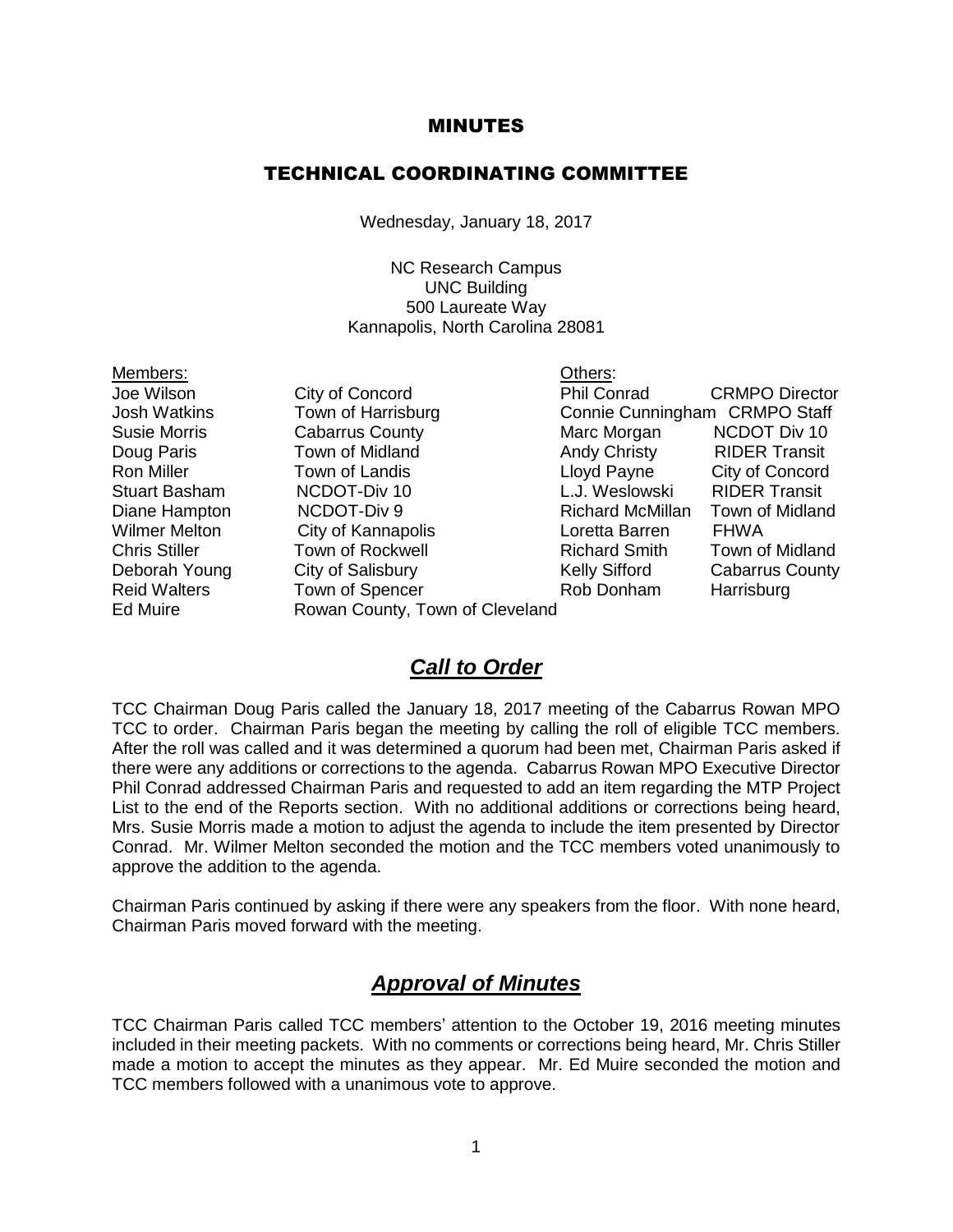# MINUTES

## TECHNICAL COORDINATING COMMITTEE

Wednesday, January 18, 2017

NC Research Campus
UNC Building
500 Laureate Way
Kannapolis, North Carolina 28081

| Members: | | Others: | |
|---|---|---|---|
| Joe Wilson | City of Concord | Phil Conrad | CRMPO Director |
| Josh Watkins | Town of Harrisburg | Connie Cunningham | CRMPO Staff |
| Susie Morris | Cabarrus County | Marc Morgan | NCDOT Div 10 |
| Doug Paris | Town of Midland | Andy Christy | RIDER Transit |
| Ron Miller | Town of Landis | Lloyd Payne | City of Concord |
| Stuart Basham | NCDOT-Div 10 | L.J. Weslowski | RIDER Transit |
| Diane Hampton | NCDOT-Div 9 | Richard McMillan | Town of Midland |
| Wilmer Melton | City of Kannapolis | Loretta Barren | FHWA |
| Chris Stiller | Town of Rockwell | Richard Smith | Town of Midland |
| Deborah Young | City of Salisbury | Kelly Sifford | Cabarrus County |
| Reid Walters | Town of Spencer | Rob Donham | Harrisburg |
| Ed Muire | Rowan County, Town of Cleveland | | |

## ***Call to Order***

TCC Chairman Doug Paris called the January 18, 2017 meeting of the Cabarrus Rowan MPO TCC to order. Chairman Paris began the meeting by calling the roll of eligible TCC members. After the roll was called and it was determined a quorum had been met, Chairman Paris asked if there were any additions or corrections to the agenda. Cabarrus Rowan MPO Executive Director Phil Conrad addressed Chairman Paris and requested to add an item regarding the MTP Project List to the end of the Reports section. With no additional additions or corrections being heard, Mrs. Susie Morris made a motion to adjust the agenda to include the item presented by Director Conrad. Mr. Wilmer Melton seconded the motion and the TCC members voted unanimously to approve the addition to the agenda.

Chairman Paris continued by asking if there were any speakers from the floor. With none heard, Chairman Paris moved forward with the meeting.

## ***Approval of Minutes***

TCC Chairman Paris called TCC members' attention to the October 19, 2016 meeting minutes included in their meeting packets. With no comments or corrections being heard, Mr. Chris Stiller made a motion to accept the minutes as they appear. Mr. Ed Muire seconded the motion and TCC members followed with a unanimous vote to approve.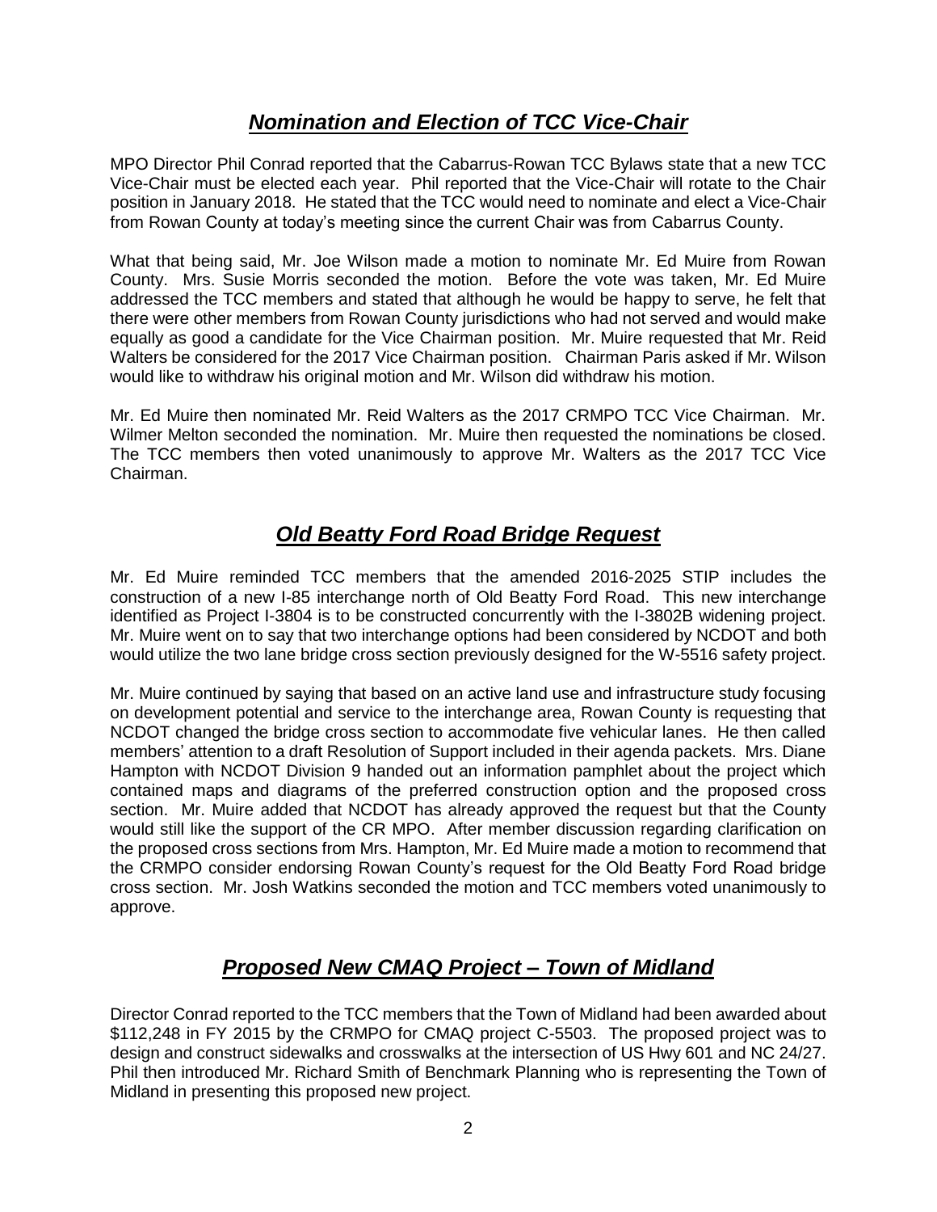## ***Nomination and Election of TCC Vice-Chair***

MPO Director Phil Conrad reported that the Cabarrus-Rowan TCC Bylaws state that a new TCC Vice-Chair must be elected each year. Phil reported that the Vice-Chair will rotate to the Chair position in January 2018. He stated that the TCC would need to nominate and elect a Vice-Chair from Rowan County at today's meeting since the current Chair was from Cabarrus County.

What that being said, Mr. Joe Wilson made a motion to nominate Mr. Ed Muire from Rowan County. Mrs. Susie Morris seconded the motion. Before the vote was taken, Mr. Ed Muire addressed the TCC members and stated that although he would be happy to serve, he felt that there were other members from Rowan County jurisdictions who had not served and would make equally as good a candidate for the Vice Chairman position. Mr. Muire requested that Mr. Reid Walters be considered for the 2017 Vice Chairman position. Chairman Paris asked if Mr. Wilson would like to withdraw his original motion and Mr. Wilson did withdraw his motion.

Mr. Ed Muire then nominated Mr. Reid Walters as the 2017 CRMPO TCC Vice Chairman. Mr. Wilmer Melton seconded the nomination. Mr. Muire then requested the nominations be closed. The TCC members then voted unanimously to approve Mr. Walters as the 2017 TCC Vice Chairman.

## ***Old Beatty Ford Road Bridge Request***

Mr. Ed Muire reminded TCC members that the amended 2016-2025 STIP includes the construction of a new I-85 interchange north of Old Beatty Ford Road. This new interchange identified as Project I-3804 is to be constructed concurrently with the I-3802B widening project. Mr. Muire went on to say that two interchange options had been considered by NCDOT and both would utilize the two lane bridge cross section previously designed for the W-5516 safety project.

Mr. Muire continued by saying that based on an active land use and infrastructure study focusing on development potential and service to the interchange area, Rowan County is requesting that NCDOT changed the bridge cross section to accommodate five vehicular lanes. He then called members' attention to a draft Resolution of Support included in their agenda packets. Mrs. Diane Hampton with NCDOT Division 9 handed out an information pamphlet about the project which contained maps and diagrams of the preferred construction option and the proposed cross section. Mr. Muire added that NCDOT has already approved the request but that the County would still like the support of the CR MPO. After member discussion regarding clarification on the proposed cross sections from Mrs. Hampton, Mr. Ed Muire made a motion to recommend that the CRMPO consider endorsing Rowan County's request for the Old Beatty Ford Road bridge cross section. Mr. Josh Watkins seconded the motion and TCC members voted unanimously to approve.

## ***Proposed New CMAQ Project – Town of Midland***

Director Conrad reported to the TCC members that the Town of Midland had been awarded about $112,248 in FY 2015 by the CRMPO for CMAQ project C-5503. The proposed project was to design and construct sidewalks and crosswalks at the intersection of US Hwy 601 and NC 24/27. Phil then introduced Mr. Richard Smith of Benchmark Planning who is representing the Town of Midland in presenting this proposed new project.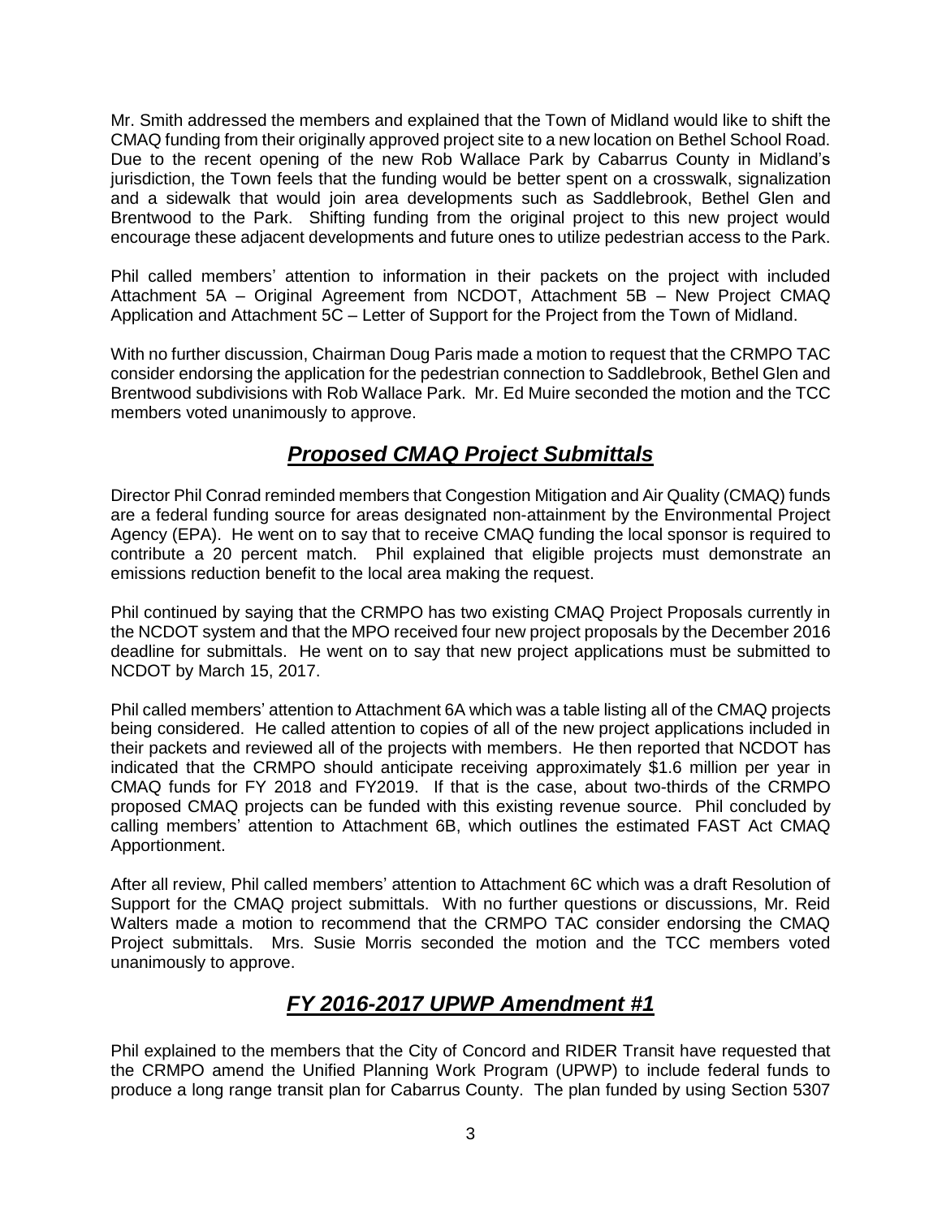Mr. Smith addressed the members and explained that the Town of Midland would like to shift the CMAQ funding from their originally approved project site to a new location on Bethel School Road. Due to the recent opening of the new Rob Wallace Park by Cabarrus County in Midland's jurisdiction, the Town feels that the funding would be better spent on a crosswalk, signalization and a sidewalk that would join area developments such as Saddlebrook, Bethel Glen and Brentwood to the Park. Shifting funding from the original project to this new project would encourage these adjacent developments and future ones to utilize pedestrian access to the Park.

Phil called members' attention to information in their packets on the project with included Attachment 5A – Original Agreement from NCDOT, Attachment 5B – New Project CMAQ Application and Attachment 5C – Letter of Support for the Project from the Town of Midland.

With no further discussion, Chairman Doug Paris made a motion to request that the CRMPO TAC consider endorsing the application for the pedestrian connection to Saddlebrook, Bethel Glen and Brentwood subdivisions with Rob Wallace Park. Mr. Ed Muire seconded the motion and the TCC members voted unanimously to approve.

## ***Proposed CMAQ Project Submittals***

Director Phil Conrad reminded members that Congestion Mitigation and Air Quality (CMAQ) funds are a federal funding source for areas designated non-attainment by the Environmental Project Agency (EPA). He went on to say that to receive CMAQ funding the local sponsor is required to contribute a 20 percent match. Phil explained that eligible projects must demonstrate an emissions reduction benefit to the local area making the request.

Phil continued by saying that the CRMPO has two existing CMAQ Project Proposals currently in the NCDOT system and that the MPO received four new project proposals by the December 2016 deadline for submittals. He went on to say that new project applications must be submitted to NCDOT by March 15, 2017.

Phil called members' attention to Attachment 6A which was a table listing all of the CMAQ projects being considered. He called attention to copies of all of the new project applications included in their packets and reviewed all of the projects with members. He then reported that NCDOT has indicated that the CRMPO should anticipate receiving approximately $1.6 million per year in CMAQ funds for FY 2018 and FY2019. If that is the case, about two-thirds of the CRMPO proposed CMAQ projects can be funded with this existing revenue source. Phil concluded by calling members' attention to Attachment 6B, which outlines the estimated FAST Act CMAQ Apportionment.

After all review, Phil called members' attention to Attachment 6C which was a draft Resolution of Support for the CMAQ project submittals. With no further questions or discussions, Mr. Reid Walters made a motion to recommend that the CRMPO TAC consider endorsing the CMAQ Project submittals. Mrs. Susie Morris seconded the motion and the TCC members voted unanimously to approve.

## ***FY 2016-2017 UPWP Amendment #1***

Phil explained to the members that the City of Concord and RIDER Transit have requested that the CRMPO amend the Unified Planning Work Program (UPWP) to include federal funds to produce a long range transit plan for Cabarrus County. The plan funded by using Section 5307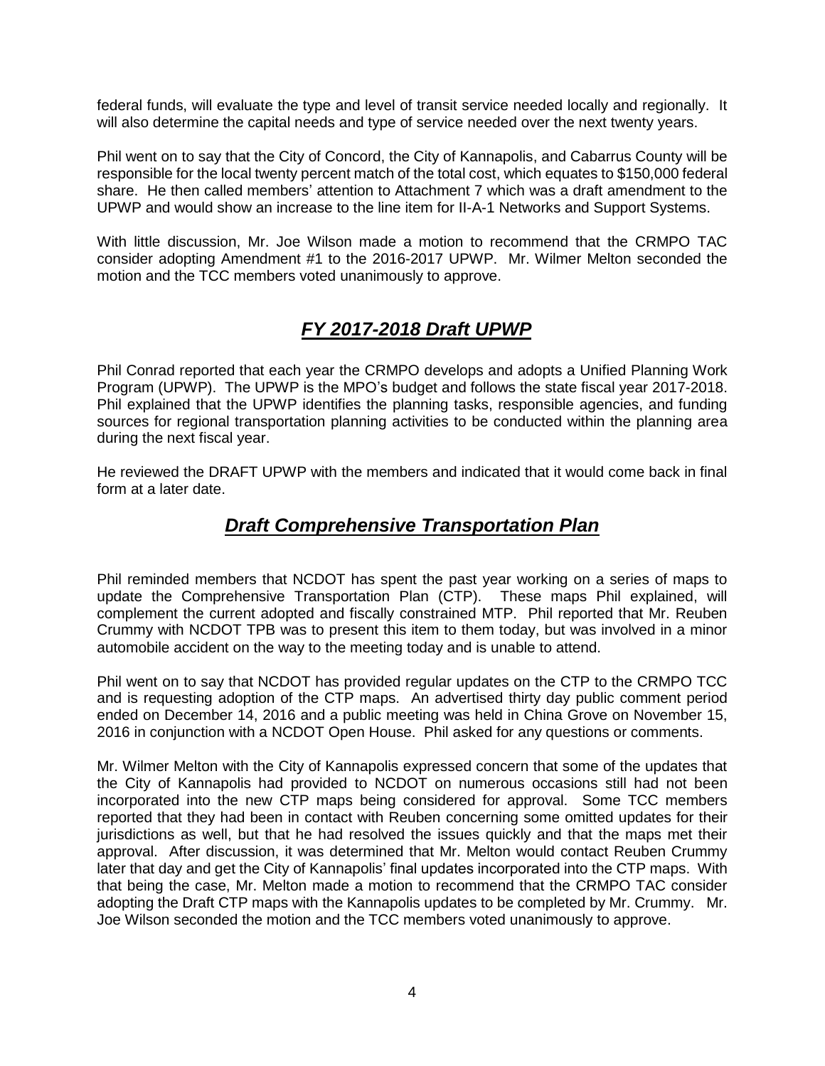federal funds, will evaluate the type and level of transit service needed locally and regionally. It will also determine the capital needs and type of service needed over the next twenty years.

Phil went on to say that the City of Concord, the City of Kannapolis, and Cabarrus County will be responsible for the local twenty percent match of the total cost, which equates to $150,000 federal share. He then called members' attention to Attachment 7 which was a draft amendment to the UPWP and would show an increase to the line item for II-A-1 Networks and Support Systems.

With little discussion, Mr. Joe Wilson made a motion to recommend that the CRMPO TAC consider adopting Amendment #1 to the 2016-2017 UPWP. Mr. Wilmer Melton seconded the motion and the TCC members voted unanimously to approve.

## ***FY 2017-2018 Draft UPWP***

Phil Conrad reported that each year the CRMPO develops and adopts a Unified Planning Work Program (UPWP). The UPWP is the MPO's budget and follows the state fiscal year 2017-2018. Phil explained that the UPWP identifies the planning tasks, responsible agencies, and funding sources for regional transportation planning activities to be conducted within the planning area during the next fiscal year.

He reviewed the DRAFT UPWP with the members and indicated that it would come back in final form at a later date.

## ***Draft Comprehensive Transportation Plan***

Phil reminded members that NCDOT has spent the past year working on a series of maps to update the Comprehensive Transportation Plan (CTP). These maps Phil explained, will complement the current adopted and fiscally constrained MTP. Phil reported that Mr. Reuben Crummy with NCDOT TPB was to present this item to them today, but was involved in a minor automobile accident on the way to the meeting today and is unable to attend.

Phil went on to say that NCDOT has provided regular updates on the CTP to the CRMPO TCC and is requesting adoption of the CTP maps. An advertised thirty day public comment period ended on December 14, 2016 and a public meeting was held in China Grove on November 15, 2016 in conjunction with a NCDOT Open House. Phil asked for any questions or comments.

Mr. Wilmer Melton with the City of Kannapolis expressed concern that some of the updates that the City of Kannapolis had provided to NCDOT on numerous occasions still had not been incorporated into the new CTP maps being considered for approval. Some TCC members reported that they had been in contact with Reuben concerning some omitted updates for their jurisdictions as well, but that he had resolved the issues quickly and that the maps met their approval. After discussion, it was determined that Mr. Melton would contact Reuben Crummy later that day and get the City of Kannapolis' final updates incorporated into the CTP maps. With that being the case, Mr. Melton made a motion to recommend that the CRMPO TAC consider adopting the Draft CTP maps with the Kannapolis updates to be completed by Mr. Crummy. Mr. Joe Wilson seconded the motion and the TCC members voted unanimously to approve.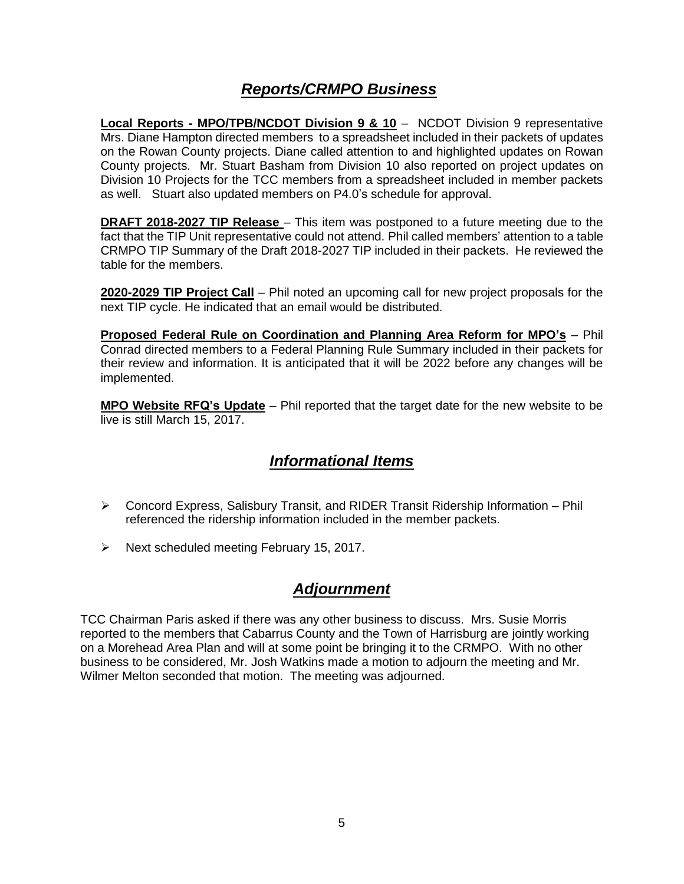## ***Reports/CRMPO Business***

**Local Reports - MPO/TPB/NCDOT Division 9 & 10** – NCDOT Division 9 representative Mrs. Diane Hampton directed members to a spreadsheet included in their packets of updates on the Rowan County projects. Diane called attention to and highlighted updates on Rowan County projects. Mr. Stuart Basham from Division 10 also reported on project updates on Division 10 Projects for the TCC members from a spreadsheet included in member packets as well. Stuart also updated members on P4.0's schedule for approval.

**DRAFT 2018-2027 TIP Release** – This item was postponed to a future meeting due to the fact that the TIP Unit representative could not attend. Phil called members' attention to a table CRMPO TIP Summary of the Draft 2018-2027 TIP included in their packets. He reviewed the table for the members.

**2020-2029 TIP Project Call** – Phil noted an upcoming call for new project proposals for the next TIP cycle. He indicated that an email would be distributed.

**Proposed Federal Rule on Coordination and Planning Area Reform for MPO's** – Phil Conrad directed members to a Federal Planning Rule Summary included in their packets for their review and information. It is anticipated that it will be 2022 before any changes will be implemented.

**MPO Website RFQ's Update** – Phil reported that the target date for the new website to be live is still March 15, 2017.

## ***Informational Items***

- Concord Express, Salisbury Transit, and RIDER Transit Ridership Information – Phil referenced the ridership information included in the member packets.
- Next scheduled meeting February 15, 2017.

## ***Adjournment***

TCC Chairman Paris asked if there was any other business to discuss. Mrs. Susie Morris reported to the members that Cabarrus County and the Town of Harrisburg are jointly working on a Morehead Area Plan and will at some point be bringing it to the CRMPO. With no other business to be considered, Mr. Josh Watkins made a motion to adjourn the meeting and Mr. Wilmer Melton seconded that motion. The meeting was adjourned.